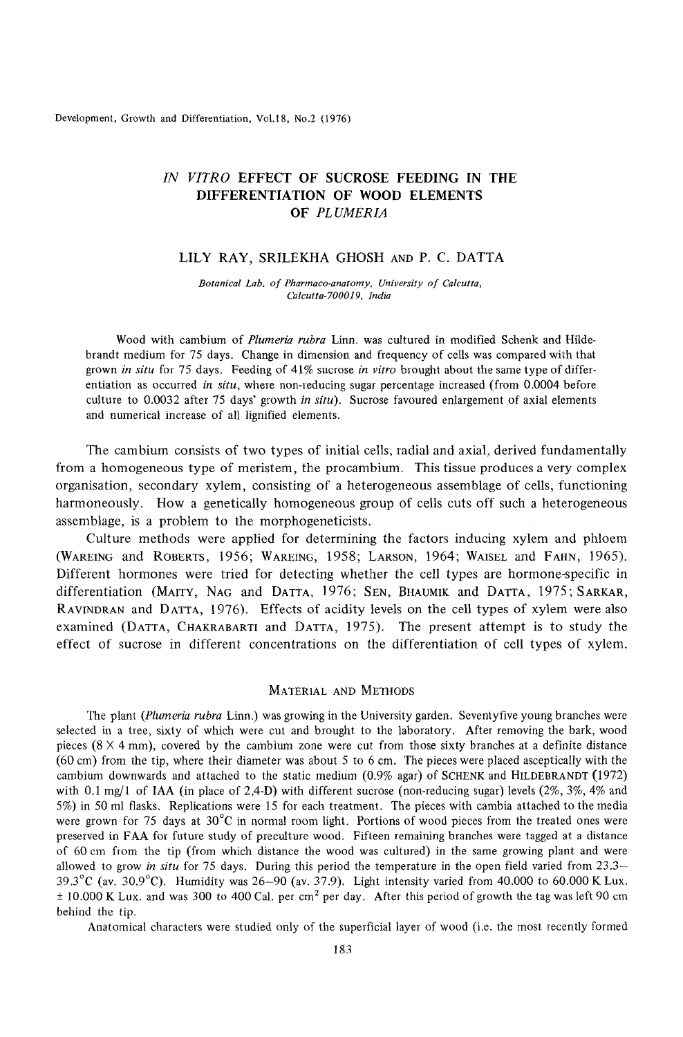# *IN VITRO* EFFECT OF SUCROSE FEEDING IN THE DIFFERENTIATION OF WOOD ELEMENTS OF *PLUMERIA*

LILY RAY, SRILEKHA GHOSH AND P. C. DATTA

*Botanical Lab. of Pharmaco-anatomy, University of Calcutta, Calcutta-700019, India*

Wood with cambium of *Plumeria rubra* Linn. was cultured in modified Schenk and Hildebrandt medium for 75 days. Change in dimension and frequency of cells was compared with that grown *in situ* for 75 days. Feeding of 41% sucrose *in vitro* brought about the same type of differentiation as occurred *in situ*, where non-reducing sugar percentage increased (from 0.0004 before culture to 0.0032 after 75 days' growth *in situ*). Sucrose favoured enlargement of axial elements and numerical increase of all lignified elements.

The cambium consists of two types of initial cells, radial and axial, derived fundamentally from a homogeneous type of meristem, the procambium. This tissue produces a very complex organisation, secondary xylem, consisting of a heterogeneous assemblage of cells, functioning harmoneously. How a genetically homogeneous group of cells cuts off such a heterogeneous assemblage, is a problem to the morphogeneticists.

Culture methods were applied for determining the factors inducing xylem and phloem (WAREING and ROBERTS, 1956; WAREING, 1958; LARSON, 1964; WAISEL and FAHN, 1965). Different hormones were tried for detecting whether the cell types are hormone-specific in differentiation (MAITY, NAG and DATTA, 1976; SEN, BHAUMIK and DATTA, 1975; SARKAR, RAVINDRAN and DATTA, 1976). Effects of acidity levels on the cell types of xylem were also examined (DATTA, CHAKRABARTI and DATTA, 1975). The present attempt is to study the effect of sucrose in different concentrations on the differentiation of cell types of xylem.

## MATERIAL AND METHODS

The plant (*Plumeria rubra* Linn.) was growing in the University garden. Seventyfive young branches were selected in a tree, sixty of which were cut and brought to the laboratory. After removing the bark, wood pieces (8 × 4 mm), covered by the cambium zone were cut from those sixty branches at a definite distance (60 cm) from the tip, where their diameter was about 5 to 6 cm. The pieces were placed asceptically with the cambium downwards and attached to the static medium (0.9% agar) of SCHENK and HILDEBRANDT (1972) with 0.1 mg/l of IAA (in place of 2,4-D) with different sucrose (non-reducing sugar) levels (2%, 3%, 4% and 5%) in 50 ml flasks. Replications were 15 for each treatment. The pieces with cambia attached to the media were grown for 75 days at 30°C in normal room light. Portions of wood pieces from the treated ones were preserved in FAA for future study of preculture wood. Fifteen remaining branches were tagged at a distance of 60 cm from the tip (from which distance the wood was cultured) in the same growing plant and were allowed to grow *in situ* for 75 days. During this period the temperature in the open field varied from 23.3–39.3°C (av. 30.9°C). Humidity was 26–90 (av. 37.9). Light intensity varied from 40.000 to 60.000 K Lux. ± 10.000 K Lux. and was 300 to 400 Cal. per cm$^2$ per day. After this period of growth the tag was left 90 cm behind the tip.

Anatomical characters were studied only of the superficial layer of wood (i.e. the most recently formed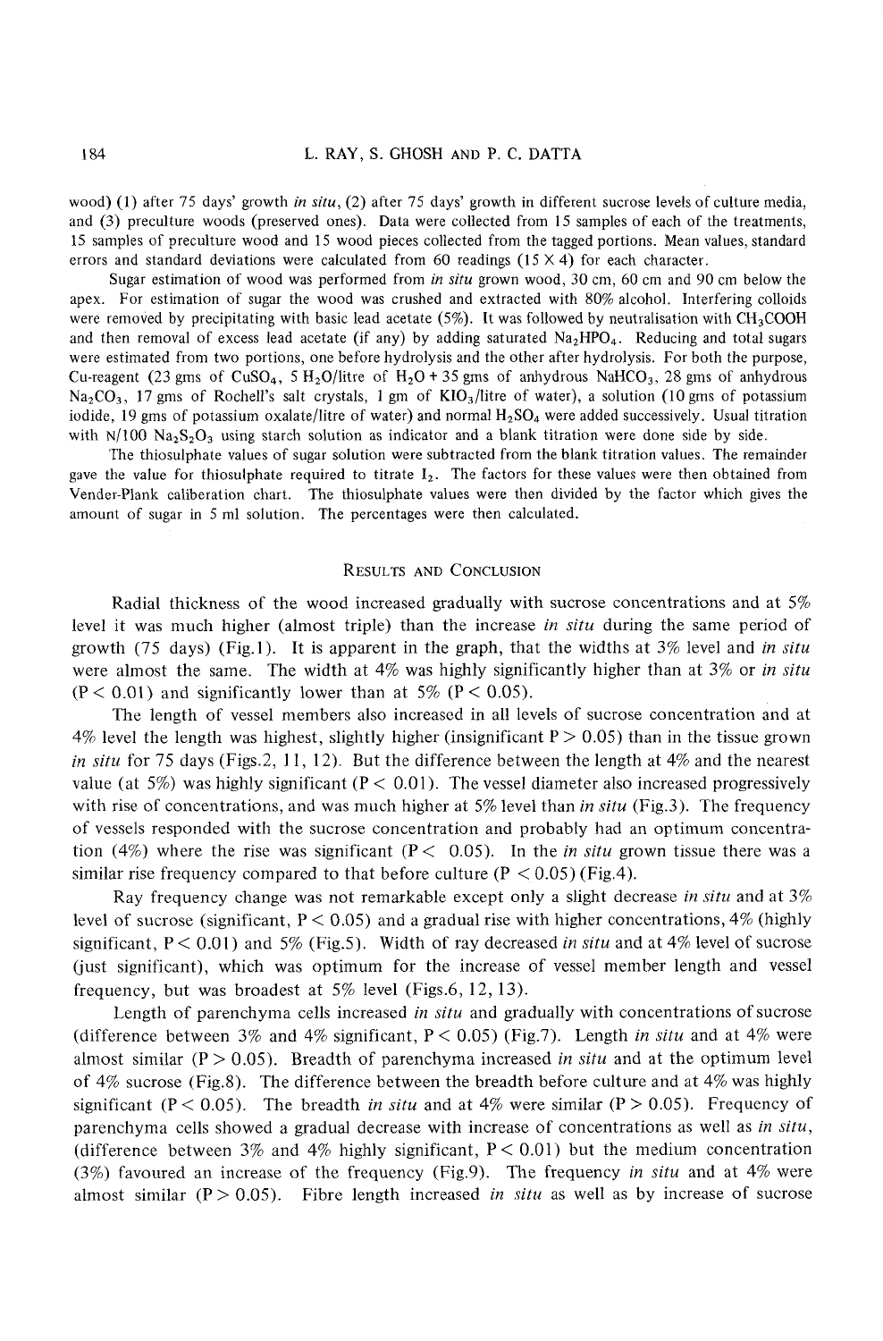wood) (1) after 75 days' growth *in situ*, (2) after 75 days' growth in different sucrose levels of culture media, and (3) preculture woods (preserved ones). Data were collected from 15 samples of each of the treatments, 15 samples of preculture wood and 15 wood pieces collected from the tagged portions. Mean values, standard errors and standard deviations were calculated from 60 readings (15 × 4) for each character.

Sugar estimation of wood was performed from *in situ* grown wood, 30 cm, 60 cm and 90 cm below the apex. For estimation of sugar the wood was crushed and extracted with 80% alcohol. Interfering colloids were removed by precipitating with basic lead acetate (5%). It was followed by neutralisation with $CH_3COOH$ and then removal of excess lead acetate (if any) by adding saturated $Na_2HPO_4$. Reducing and total sugars were estimated from two portions, one before hydrolysis and the other after hydrolysis. For both the purpose, Cu-reagent (23 gms of $CuSO_4$, 5 $H_2O$/litre of $H_2O$ + 35 gms of anhydrous $NaHCO_3$, 28 gms of anhydrous $Na_2CO_3$, 17 gms of Rochell's salt crystals, 1 gm of $KIO_3$/litre of water), a solution (10 gms of potassium iodide, 19 gms of potassium oxalate/litre of water) and normal $H_2SO_4$ were added successively. Usual titration with N/100 $Na_2S_2O_3$ using starch solution as indicator and a blank titration were done side by side.

The thiosulphate values of sugar solution were subtracted from the blank titration values. The remainder gave the value for thiosulphate required to titrate $I_2$. The factors for these values were then obtained from Vender-Plank caliberation chart. The thiosulphate values were then divided by the factor which gives the amount of sugar in 5 ml solution. The percentages were then calculated.

## Results and Conclusion

Radial thickness of the wood increased gradually with sucrose concentrations and at 5% level it was much higher (almost triple) than the increase *in situ* during the same period of growth (75 days) (Fig.1). It is apparent in the graph, that the widths at 3% level and *in situ* were almost the same. The width at 4% was highly significantly higher than at 3% or *in situ* ($P < 0.01$) and significantly lower than at 5% ($P < 0.05$).

The length of vessel members also increased in all levels of sucrose concentration and at 4% level the length was highest, slightly higher (insignificant $P > 0.05$) than in the tissue grown *in situ* for 75 days (Figs.2, 11, 12). But the difference between the length at 4% and the nearest value (at 5%) was highly significant ($P < 0.01$). The vessel diameter also increased progressively with rise of concentrations, and was much higher at 5% level than *in situ* (Fig.3). The frequency of vessels responded with the sucrose concentration and probably had an optimum concentration (4%) where the rise was significant ($P < 0.05$). In the *in situ* grown tissue there was a similar rise frequency compared to that before culture ($P < 0.05$) (Fig.4).

Ray frequency change was not remarkable except only a slight decrease *in situ* and at 3% level of sucrose (significant, $P < 0.05$) and a gradual rise with higher concentrations, 4% (highly significant, $P < 0.01$) and 5% (Fig.5). Width of ray decreased *in situ* and at 4% level of sucrose (just significant), which was optimum for the increase of vessel member length and vessel frequency, but was broadest at 5% level (Figs.6, 12, 13).

Length of parenchyma cells increased *in situ* and gradually with concentrations of sucrose (difference between 3% and 4% significant, $P < 0.05$) (Fig.7). Length *in situ* and at 4% were almost similar ($P > 0.05$). Breadth of parenchyma increased *in situ* and at the optimum level of 4% sucrose (Fig.8). The difference between the breadth before culture and at 4% was highly significant ($P < 0.05$). The breadth *in situ* and at 4% were similar ($P > 0.05$). Frequency of parenchyma cells showed a gradual decrease with increase of concentrations as well as *in situ*, (difference between 3% and 4% highly significant, $P < 0.01$) but the medium concentration (3%) favoured an increase of the frequency (Fig.9). The frequency *in situ* and at 4% were almost similar ($P > 0.05$). Fibre length increased *in situ* as well as by increase of sucrose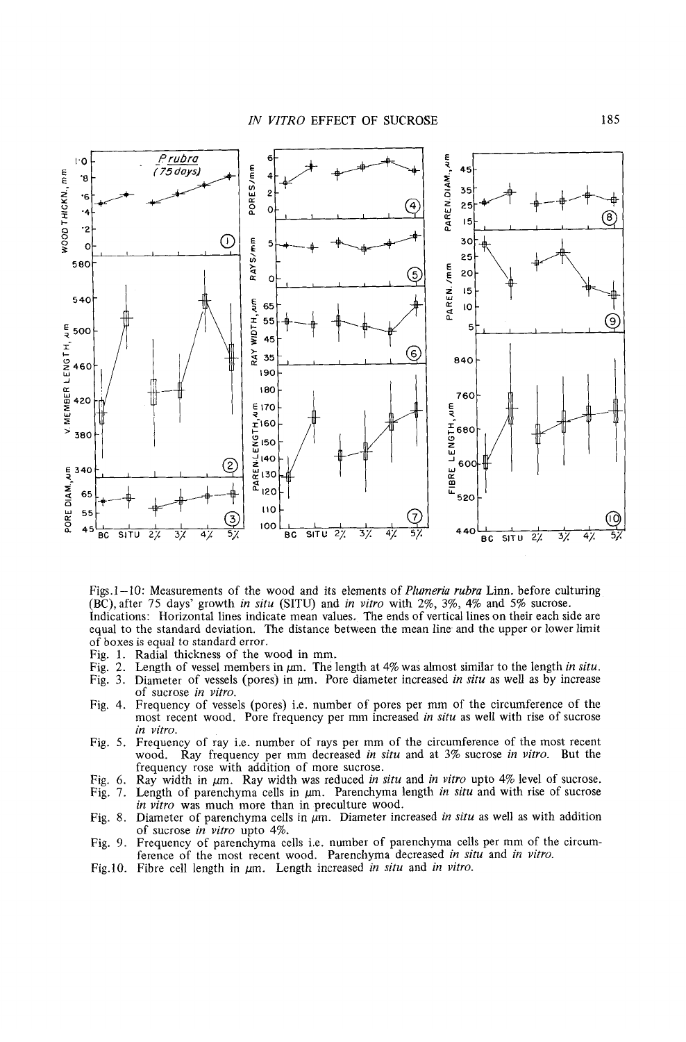Figs. 1–10: Measurements of the wood and its elements of *Plumeria rubra* Linn. before culturing (BC), after 75 days' growth *in situ* (SITU) and *in vitro* with 2%, 3%, 4% and 5% sucrose.

Indications: Horizontal lines indicate mean values. The ends of vertical lines on their each side are equal to the standard deviation. The distance between the mean line and the upper or lower limit of boxes is equal to standard error.

Fig. 1. Radial thickness of the wood in mm.

Fig. 2. Length of vessel members in μm. The length at 4% was almost similar to the length *in situ*.

Fig. 3. Diameter of vessels (pores) in μm. Pore diameter increased *in situ* as well as by increase of sucrose *in vitro*.

Fig. 4. Frequency of vessels (pores) i.e. number of pores per mm of the circumference of the most recent wood. Pore frequency per mm increased *in situ* as well with rise of sucrose *in vitro*.

Fig. 5. Frequency of ray i.e. number of rays per mm of the circumference of the most recent wood. Ray frequency per mm decreased *in situ* and at 3% sucrose *in vitro*. But the frequency rose with addition of more sucrose.

Fig. 6. Ray width in μm. Ray width was reduced *in situ* and *in vitro* upto 4% level of sucrose.

Fig. 7. Length of parenchyma cells in μm. Parenchyma length *in situ* and with rise of sucrose *in vitro* was much more than in preculture wood.

Fig. 8. Diameter of parenchyma cells in μm. Diameter increased *in situ* as well as with addition of sucrose *in vitro* upto 4%.

Fig. 9. Frequency of parenchyma cells i.e. number of parenchyma cells per mm of the circumference of the most recent wood. Parenchyma decreased *in situ* and *in vitro*.

Fig. 10. Fibre cell length in μm. Length increased *in situ* and *in vitro*.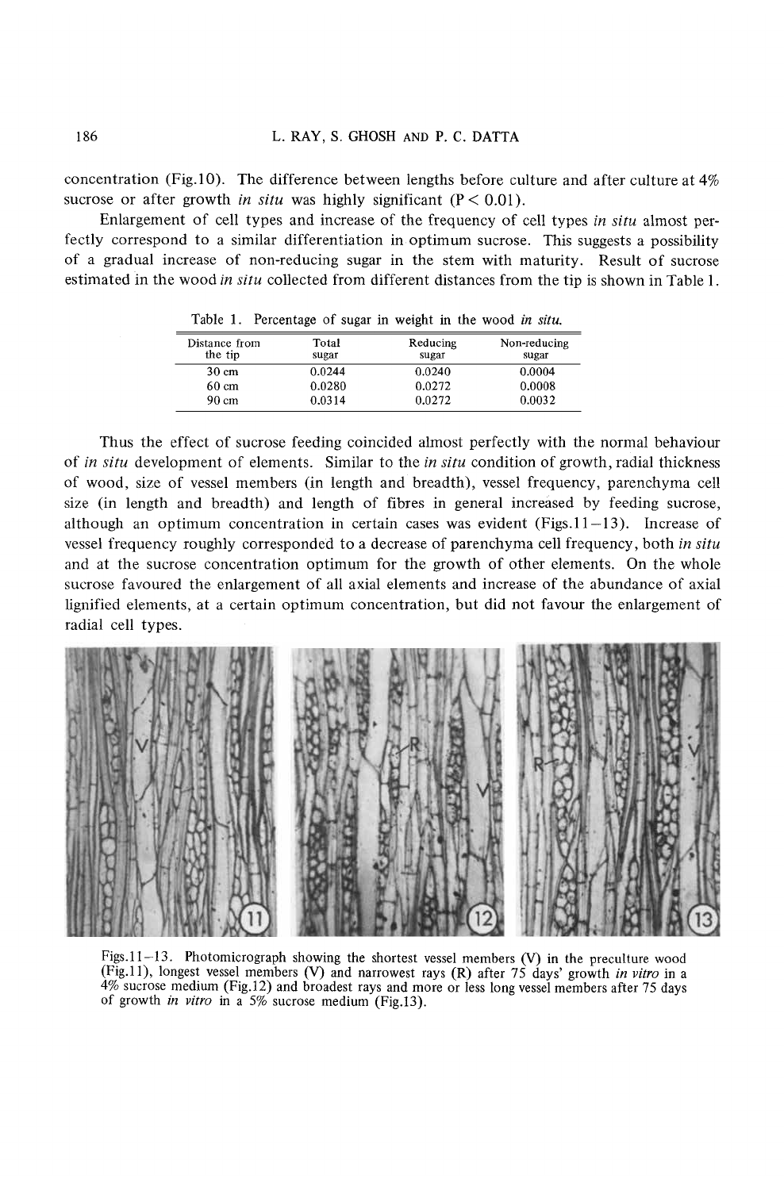concentration (Fig.10). The difference between lengths before culture and after culture at 4% sucrose or after growth *in situ* was highly significant ($P < 0.01$).

Enlargement of cell types and increase of the frequency of cell types *in situ* almost perfectly correspond to a similar differentiation in optimum sucrose. This suggests a possibility of a gradual increase of non-reducing sugar in the stem with maturity. Result of sucrose estimated in the wood *in situ* collected from different distances from the tip is shown in Table 1.

Table 1. Percentage of sugar in weight in the wood *in situ*.

| Distance from the tip | Total sugar | Reducing sugar | Non-reducing sugar |
|---|---|---|---|
| 30 cm | 0.0244 | 0.0240 | 0.0004 |
| 60 cm | 0.0280 | 0.0272 | 0.0008 |
| 90 cm | 0.0314 | 0.0272 | 0.0032 |

Thus the effect of sucrose feeding coincided almost perfectly with the normal behaviour of *in situ* development of elements. Similar to the *in situ* condition of growth, radial thickness of wood, size of vessel members (in length and breadth), vessel frequency, parenchyma cell size (in length and breadth) and length of fibres in general increased by feeding sucrose, although an optimum concentration in certain cases was evident (Figs.11–13). Increase of vessel frequency roughly corresponded to a decrease of parenchyma cell frequency, both *in situ* and at the sucrose concentration optimum for the growth of other elements. On the whole sucrose favoured the enlargement of all axial elements and increase of the abundance of axial lignified elements, at a certain optimum concentration, but did not favour the enlargement of radial cell types.

Figs.11–13. Photomicrograph showing the shortest vessel members (V) in the preculture wood (Fig.11), longest vessel members (V) and narrowest rays (R) after 75 days' growth *in vitro* in a 4% sucrose medium (Fig.12) and broadest rays and more or less long vessel members after 75 days of growth *in vitro* in a 5% sucrose medium (Fig.13).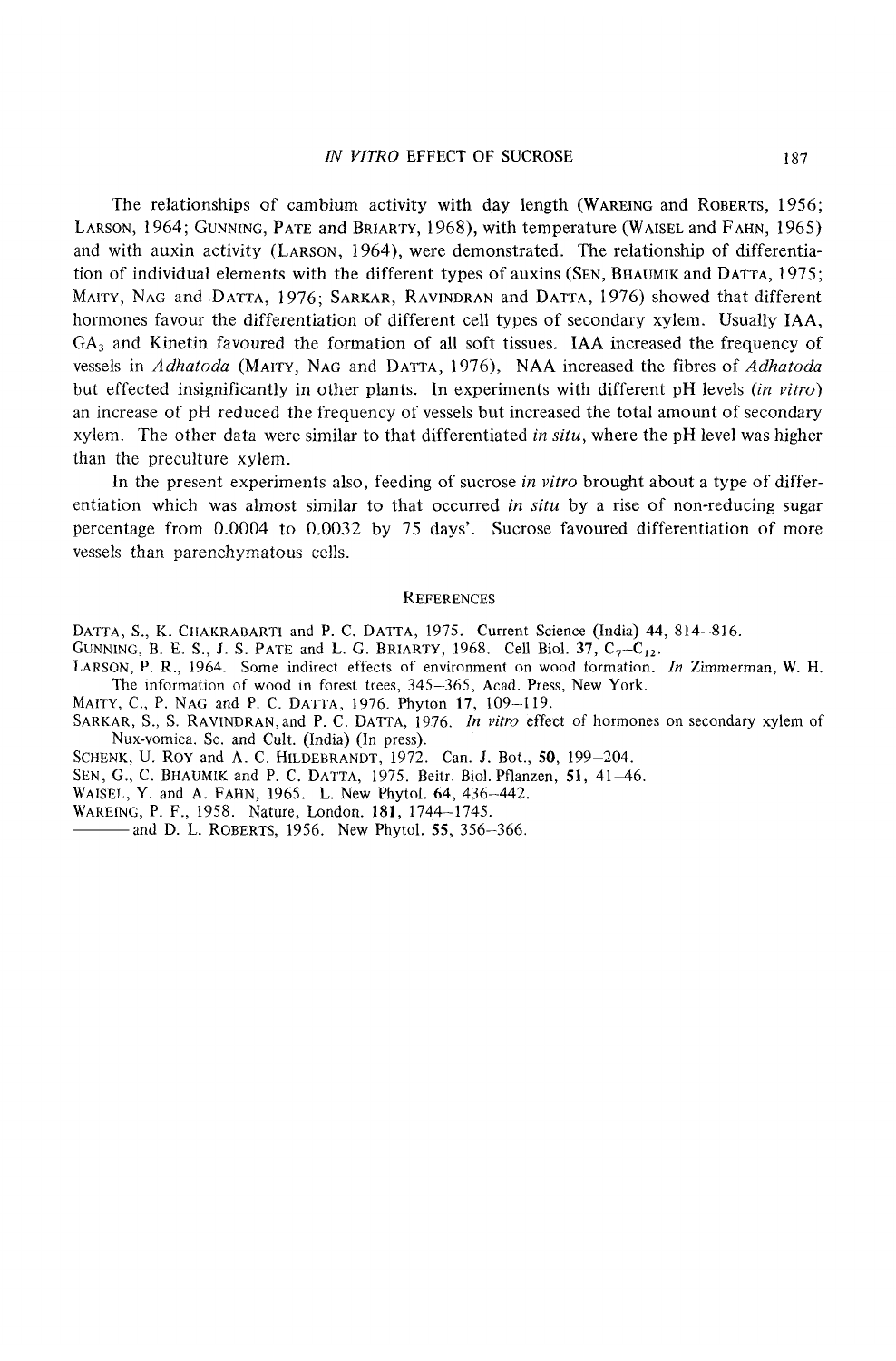The relationships of cambium activity with day length (Wareing and Roberts, 1956; Larson, 1964; Gunning, Pate and Briarty, 1968), with temperature (Waisel and Fahn, 1965) and with auxin activity (Larson, 1964), were demonstrated. The relationship of differentiation of individual elements with the different types of auxins (Sen, Bhaumik and Datta, 1975; Maity, Nag and Datta, 1976; Sarkar, Ravindran and Datta, 1976) showed that different hormones favour the differentiation of different cell types of secondary xylem. Usually IAA, $GA_3$ and Kinetin favoured the formation of all soft tissues. IAA increased the frequency of vessels in *Adhatoda* (Maity, Nag and Datta, 1976), NAA increased the fibres of *Adhatoda* but effected insignificantly in other plants. In experiments with different pH levels (*in vitro*) an increase of pH reduced the frequency of vessels but increased the total amount of secondary xylem. The other data were similar to that differentiated *in situ*, where the pH level was higher than the preculture xylem.

In the present experiments also, feeding of sucrose *in vitro* brought about a type of differentiation which was almost similar to that occurred *in situ* by a rise of non-reducing sugar percentage from 0.0004 to 0.0032 by 75 days'. Sucrose favoured differentiation of more vessels than parenchymatous cells.

## References

Datta, S., K. Chakrabarti and P. C. Datta, 1975. Current Science (India) **44**, 814–816.

Gunning, B. E. S., J. S. Pate and L. G. Briarty, 1968. Cell Biol. **37**, $C_7$–$C_{12}$.

Larson, P. R., 1964. Some indirect effects of environment on wood formation. *In* Zimmerman, W. H. The information of wood in forest trees, 345–365, Acad. Press, New York.

Maity, C., P. Nag and P. C. Datta, 1976. Phyton **17**, 109–119.

Sarkar, S., S. Ravindran, and P. C. Datta, 1976. *In vitro* effect of hormones on secondary xylem of Nux-vomica. Sc. and Cult. (India) (In press).

Schenk, U. Roy and A. C. Hildebrandt, 1972. Can. J. Bot., **50**, 199–204.

Sen, G., C. Bhaumik and P. C. Datta, 1975. Beitr. Biol. Pflanzen, **51**, 41–46.

Waisel, Y. and A. Fahn, 1965. L. New Phytol. **64**, 436–442.

Wareing, P. F., 1958. Nature, London. **181**, 1744–1745.

——— and D. L. Roberts, 1956. New Phytol. **55**, 356–366.